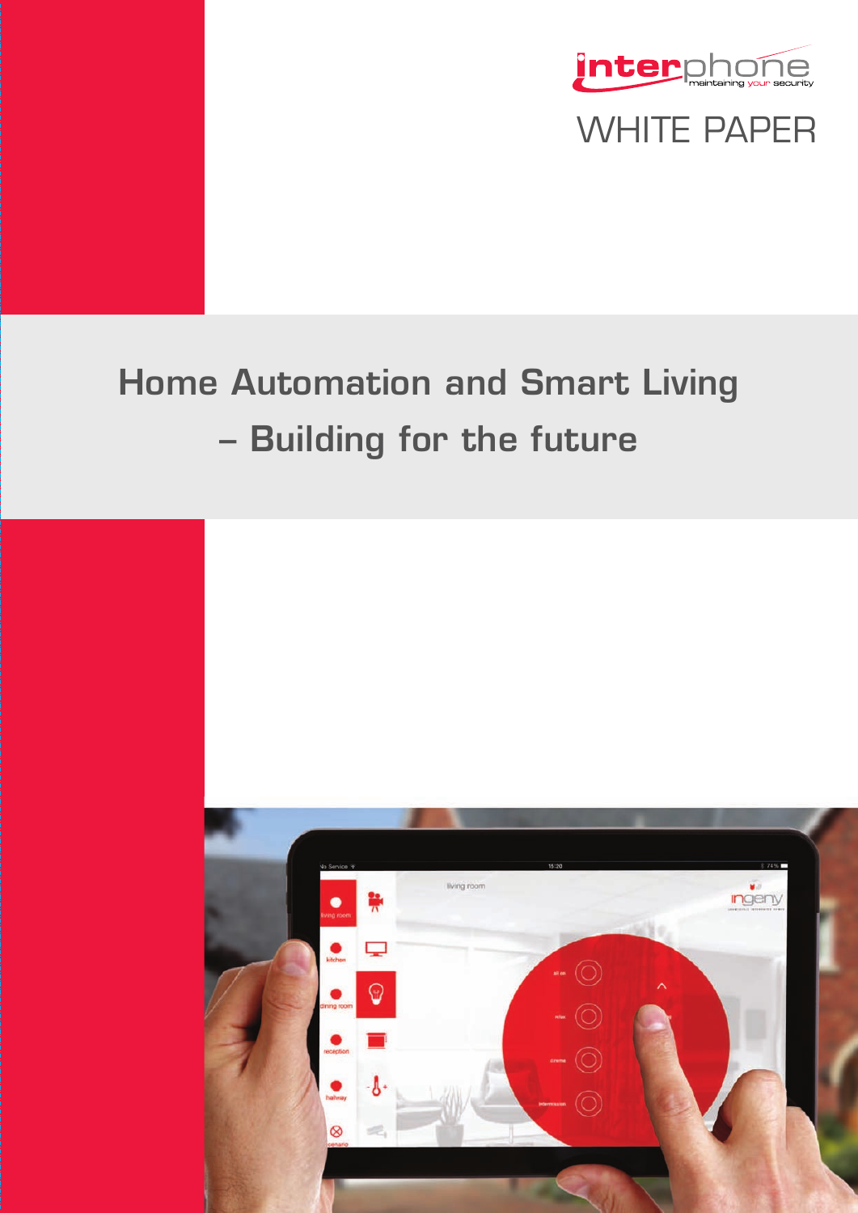interphone
maintaining your security

WHITE PAPER

# Home Automation and Smart Living – Building for the future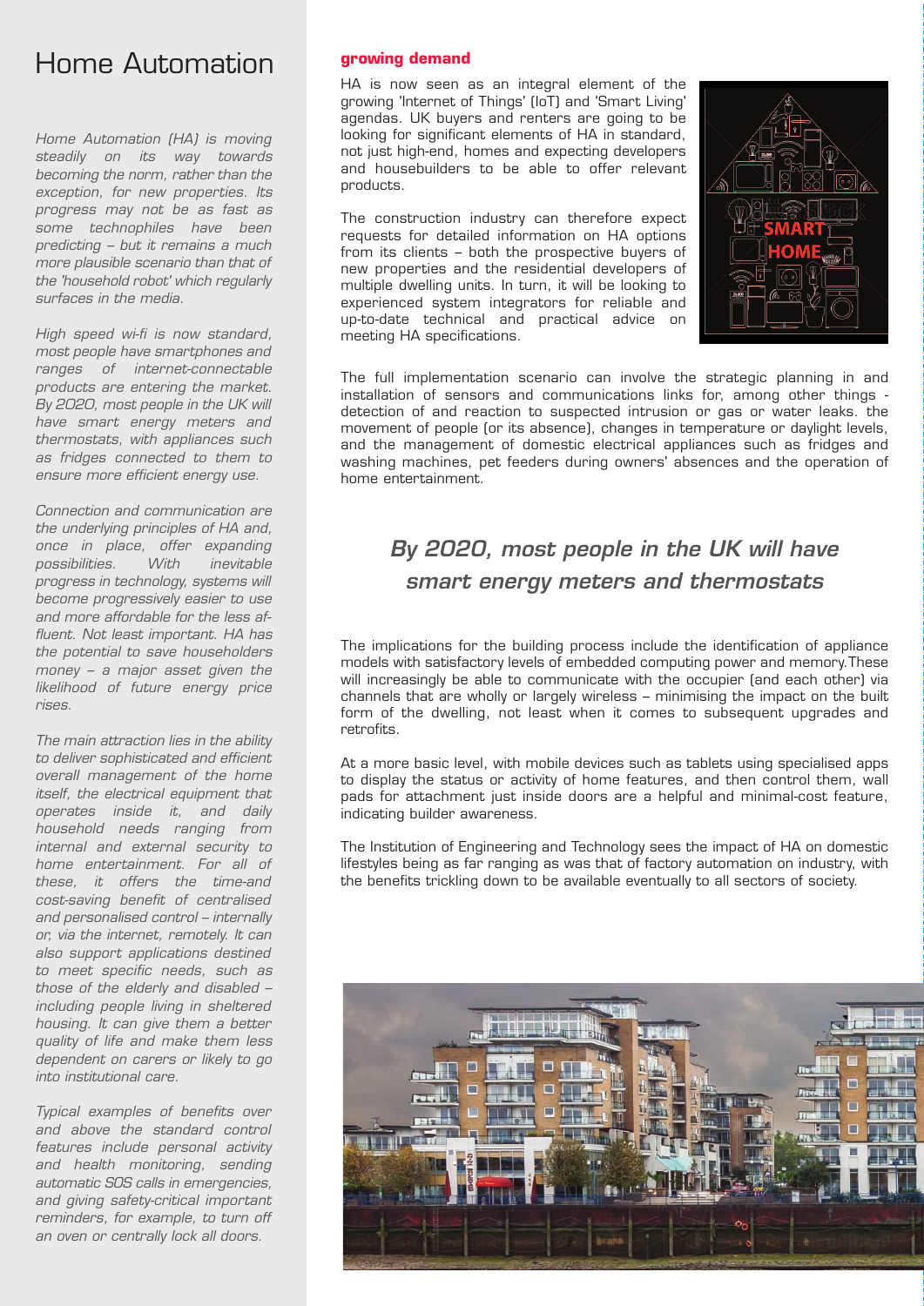# Home Automation

*Home Automation (HA) is moving steadily on its way towards becoming the norm, rather than the exception, for new properties. Its progress may not be as fast as some technophiles have been predicting – but it remains a much more plausible scenario than that of the 'household robot' which regularly surfaces in the media.*

*High speed wi-fi is now standard, most people have smartphones and ranges of internet-connectable products are entering the market. By 2020, most people in the UK will have smart energy meters and thermostats, with appliances such as fridges connected to them to ensure more efficient energy use.*

*Connection and communication are the underlying principles of HA and, once in place, offer expanding possibilities. With inevitable progress in technology, systems will become progressively easier to use and more affordable for the less affluent. Not least important. HA has the potential to save householders money – a major asset given the likelihood of future energy price rises.*

*The main attraction lies in the ability to deliver sophisticated and efficient overall management of the home itself, the electrical equipment that operates inside it, and daily household needs ranging from internal and external security to home entertainment. For all of these, it offers the time-and cost-saving benefit of centralised and personalised control – internally or, via the internet, remotely. It can also support applications destined to meet specific needs, such as those of the elderly and disabled – including people living in sheltered housing. It can give them a better quality of life and make them less dependent on carers or likely to go into institutional care.*

*Typical examples of benefits over and above the standard control features include personal activity and health monitoring, sending automatic SOS calls in emergencies, and giving safety-critical important reminders, for example, to turn off an oven or centrally lock all doors.*

## growing demand

HA is now seen as an integral element of the growing 'Internet of Things' (IoT) and 'Smart Living' agendas. UK buyers and renters are going to be looking for significant elements of HA in standard, not just high-end, homes and expecting developers and housebuilders to be able to offer relevant products.

The construction industry can therefore expect requests for detailed information on HA options from its clients – both the prospective buyers of new properties and the residential developers of multiple dwelling units. In turn, it will be looking to experienced system integrators for reliable and up-to-date technical and practical advice on meeting HA specifications.

The full implementation scenario can involve the strategic planning in and installation of sensors and communications links for, among other things - detection of and reaction to suspected intrusion or gas or water leaks. the movement of people (or its absence), changes in temperature or daylight levels, and the management of domestic electrical appliances such as fridges and washing machines, pet feeders during owners' absences and the operation of home entertainment.

***By 2020, most people in the UK will have smart energy meters and thermostats***

The implications for the building process include the identification of appliance models with satisfactory levels of embedded computing power and memory.These will increasingly be able to communicate with the occupier (and each other) via channels that are wholly or largely wireless – minimising the impact on the built form of the dwelling, not least when it comes to subsequent upgrades and retrofits.

At a more basic level, with mobile devices such as tablets using specialised apps to display the status or activity of home features, and then control them, wall pads for attachment just inside doors are a helpful and minimal-cost feature, indicating builder awareness.

The Institution of Engineering and Technology sees the impact of HA on domestic lifestyles being as far ranging as was that of factory automation on industry, with the benefits trickling down to be available eventually to all sectors of society.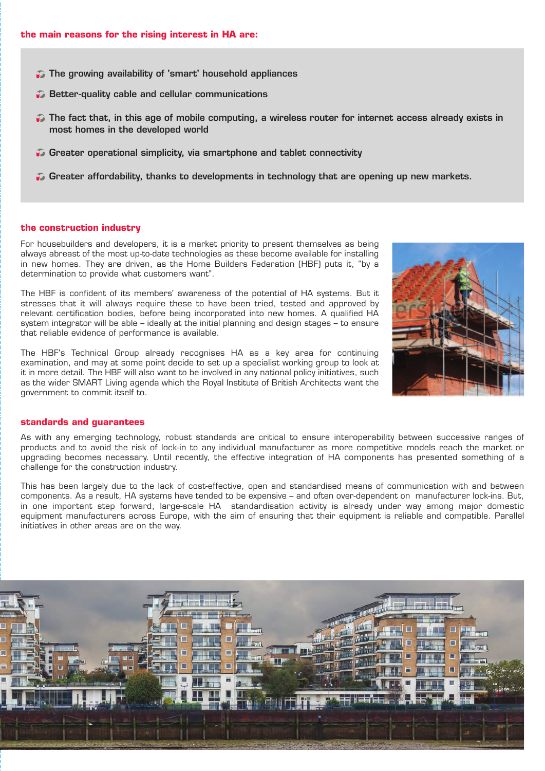**the main reasons for the rising interest in HA are:**

- The growing availability of 'smart' household appliances
- Better-quality cable and cellular communications
- The fact that, in this age of mobile computing, a wireless router for internet access already exists in most homes in the developed world
- Greater operational simplicity, via smartphone and tablet connectivity
- Greater affordability, thanks to developments in technology that are opening up new markets.

## the construction industry

For housebuilders and developers, it is a market priority to present themselves as being always abreast of the most up-to-date technologies as these become available for installing in new homes. They are driven, as the Home Builders Federation (HBF) puts it, "by a determination to provide what customers want".

The HBF is confident of its members' awareness of the potential of HA systems. But it stresses that it will always require these to have been tried, tested and approved by relevant certification bodies, before being incorporated into new homes. A qualified HA system integrator will be able – ideally at the initial planning and design stages – to ensure that reliable evidence of performance is available.

The HBF's Technical Group already recognises HA as a key area for continuing examination, and may at some point decide to set up a specialist working group to look at it in more detail. The HBF will also want to be involved in any national policy initiatives, such as the wider SMART Living agenda which the Royal Institute of British Architects want the government to commit itself to.

## standards and guarantees

As with any emerging technology, robust standards are critical to ensure interoperability between successive ranges of products and to avoid the risk of lock-in to any individual manufacturer as more competitive models reach the market or upgrading becomes necessary. Until recently, the effective integration of HA components has presented something of a challenge for the construction industry.

This has been largely due to the lack of cost-effective, open and standardised means of communication with and between components. As a result, HA systems have tended to be expensive – and often over-dependent on manufacturer lock-ins. But, in one important step forward, large-scale HA standardisation activity is already under way among major domestic equipment manufacturers across Europe, with the aim of ensuring that their equipment is reliable and compatible. Parallel initiatives in other areas are on the way.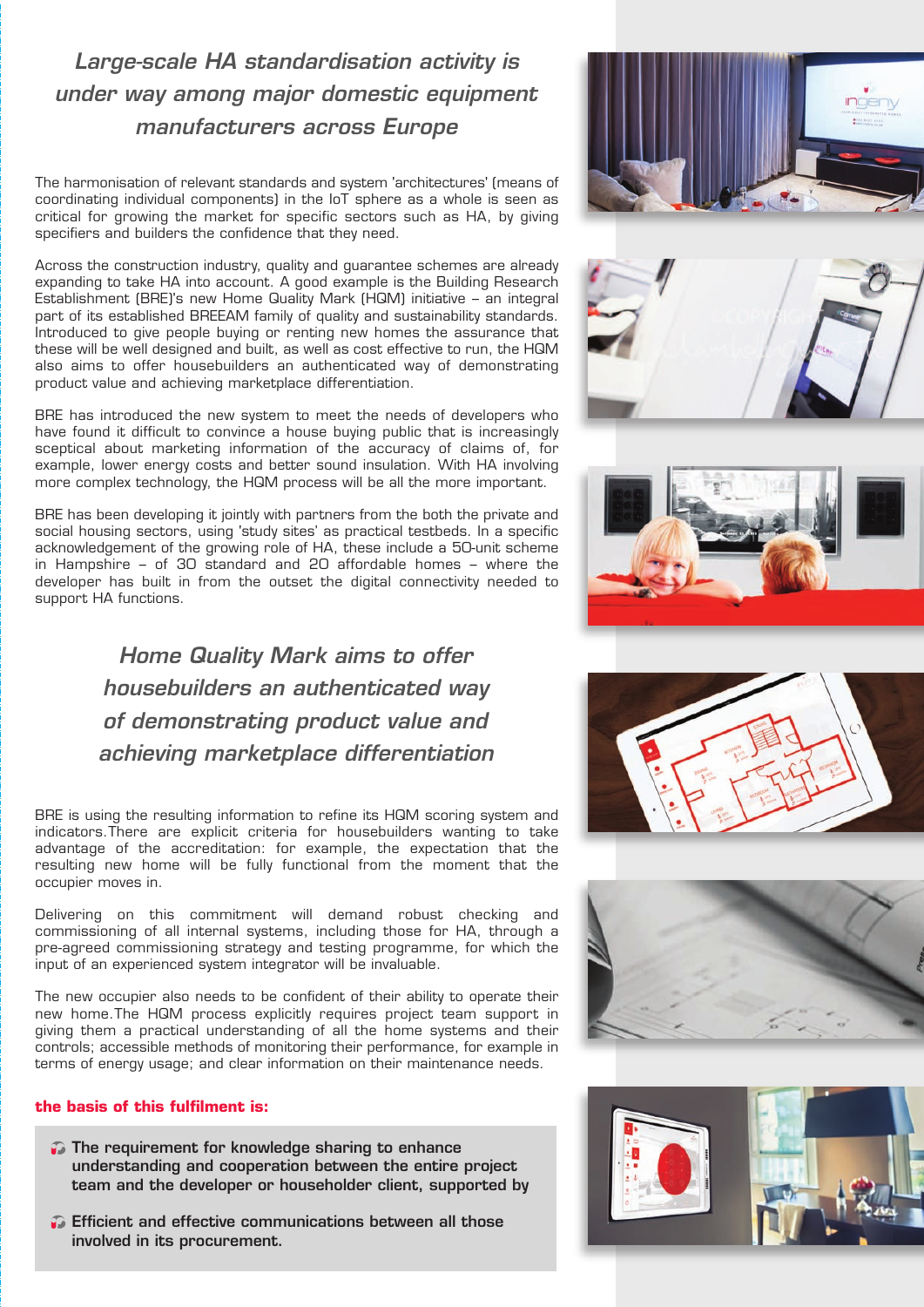*Large-scale HA standardisation activity is under way among major domestic equipment manufacturers across Europe*

The harmonisation of relevant standards and system 'architectures' (means of coordinating individual components) in the IoT sphere as a whole is seen as critical for growing the market for specific sectors such as HA, by giving specifiers and builders the confidence that they need.

Across the construction industry, quality and guarantee schemes are already expanding to take HA into account. A good example is the Building Research Establishment (BRE)'s new Home Quality Mark (HQM) initiative – an integral part of its established BREEAM family of quality and sustainability standards. Introduced to give people buying or renting new homes the assurance that these will be well designed and built, as well as cost effective to run, the HQM also aims to offer housebuilders an authenticated way of demonstrating product value and achieving marketplace differentiation.

BRE has introduced the new system to meet the needs of developers who have found it difficult to convince a house buying public that is increasingly sceptical about marketing information of the accuracy of claims of, for example, lower energy costs and better sound insulation. With HA involving more complex technology, the HQM process will be all the more important.

BRE has been developing it jointly with partners from the both the private and social housing sectors, using 'study sites' as practical testbeds. In a specific acknowledgement of the growing role of HA, these include a 50-unit scheme in Hampshire – of 30 standard and 20 affordable homes – where the developer has built in from the outset the digital connectivity needed to support HA functions.

*Home Quality Mark aims to offer housebuilders an authenticated way of demonstrating product value and achieving marketplace differentiation*

BRE is using the resulting information to refine its HQM scoring system and indicators.There are explicit criteria for housebuilders wanting to take advantage of the accreditation: for example, the expectation that the resulting new home will be fully functional from the moment that the occupier moves in.

Delivering on this commitment will demand robust checking and commissioning of all internal systems, including those for HA, through a pre-agreed commissioning strategy and testing programme, for which the input of an experienced system integrator will be invaluable.

The new occupier also needs to be confident of their ability to operate their new home.The HQM process explicitly requires project team support in giving them a practical understanding of all the home systems and their controls; accessible methods of monitoring their performance, for example in terms of energy usage; and clear information on their maintenance needs.

**the basis of this fulfilment is:**

- **The requirement for knowledge sharing to enhance understanding and cooperation between the entire project team and the developer or householder client, supported by**
- **Efficient and effective communications between all those involved in its procurement.**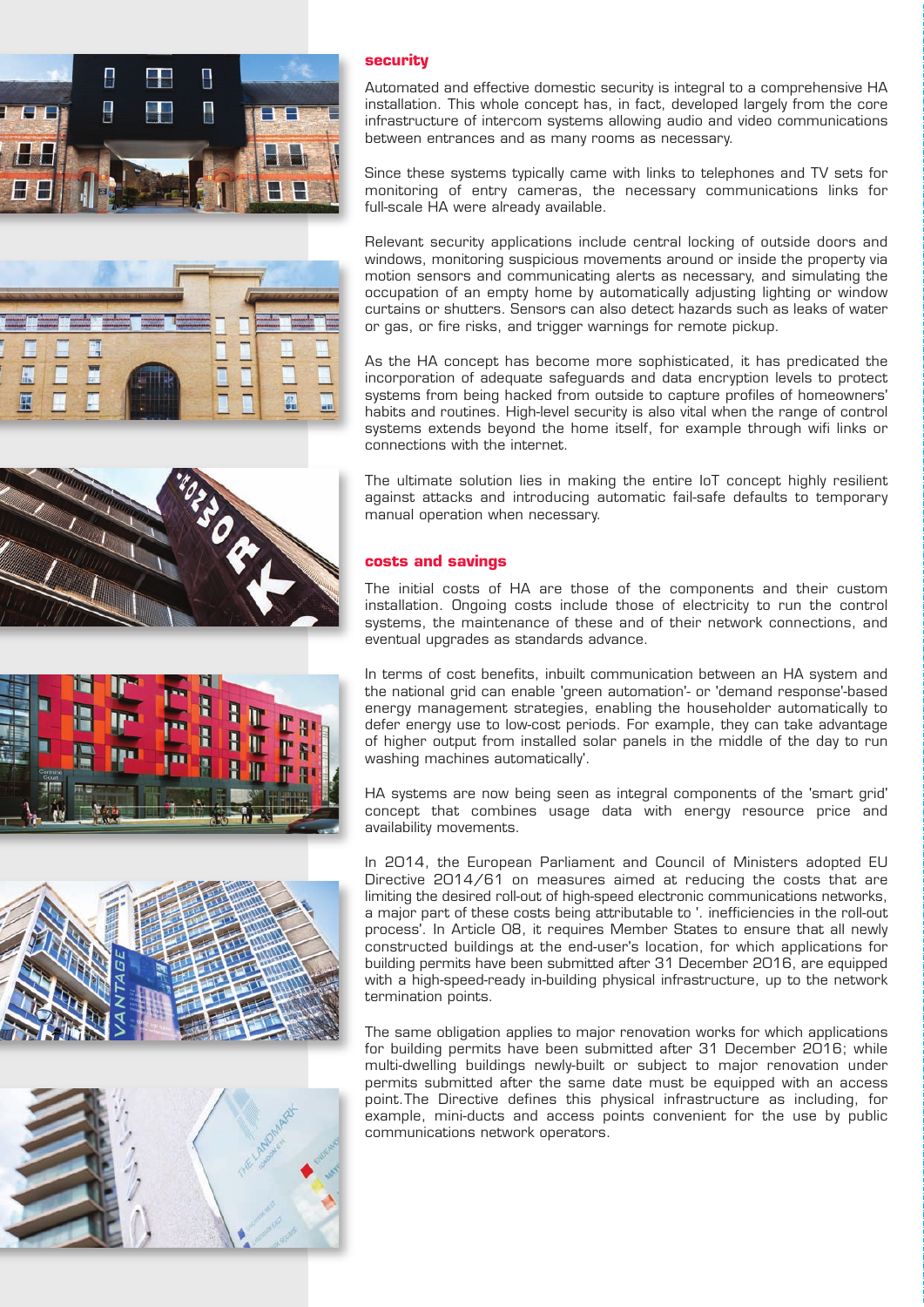## security

Automated and effective domestic security is integral to a comprehensive HA installation. This whole concept has, in fact, developed largely from the core infrastructure of intercom systems allowing audio and video communications between entrances and as many rooms as necessary.

Since these systems typically came with links to telephones and TV sets for monitoring of entry cameras, the necessary communications links for full-scale HA were already available.

Relevant security applications include central locking of outside doors and windows, monitoring suspicious movements around or inside the property via motion sensors and communicating alerts as necessary, and simulating the occupation of an empty home by automatically adjusting lighting or window curtains or shutters. Sensors can also detect hazards such as leaks of water or gas, or fire risks, and trigger warnings for remote pickup.

As the HA concept has become more sophisticated, it has predicated the incorporation of adequate safeguards and data encryption levels to protect systems from being hacked from outside to capture profiles of homeowners' habits and routines. High-level security is also vital when the range of control systems extends beyond the home itself, for example through wifi links or connections with the internet.

The ultimate solution lies in making the entire IoT concept highly resilient against attacks and introducing automatic fail-safe defaults to temporary manual operation when necessary.

## costs and savings

The initial costs of HA are those of the components and their custom installation. Ongoing costs include those of electricity to run the control systems, the maintenance of these and of their network connections, and eventual upgrades as standards advance.

In terms of cost benefits, inbuilt communication between an HA system and the national grid can enable 'green automation'- or 'demand response'-based energy management strategies, enabling the householder automatically to defer energy use to low-cost periods. For example, they can take advantage of higher output from installed solar panels in the middle of the day to run washing machines automatically'.

HA systems are now being seen as integral components of the 'smart grid' concept that combines usage data with energy resource price and availability movements.

In 2014, the European Parliament and Council of Ministers adopted EU Directive 2014/61 on measures aimed at reducing the costs that are limiting the desired roll-out of high-speed electronic communications networks, a major part of these costs being attributable to '. inefficiencies in the roll-out process'. In Article 08, it requires Member States to ensure that all newly constructed buildings at the end-user's location, for which applications for building permits have been submitted after 31 December 2016, are equipped with a high-speed-ready in-building physical infrastructure, up to the network termination points.

The same obligation applies to major renovation works for which applications for building permits have been submitted after 31 December 2016; while multi-dwelling buildings newly-built or subject to major renovation under permits submitted after the same date must be equipped with an access point.The Directive defines this physical infrastructure as including, for example, mini-ducts and access points convenient for the use by public communications network operators.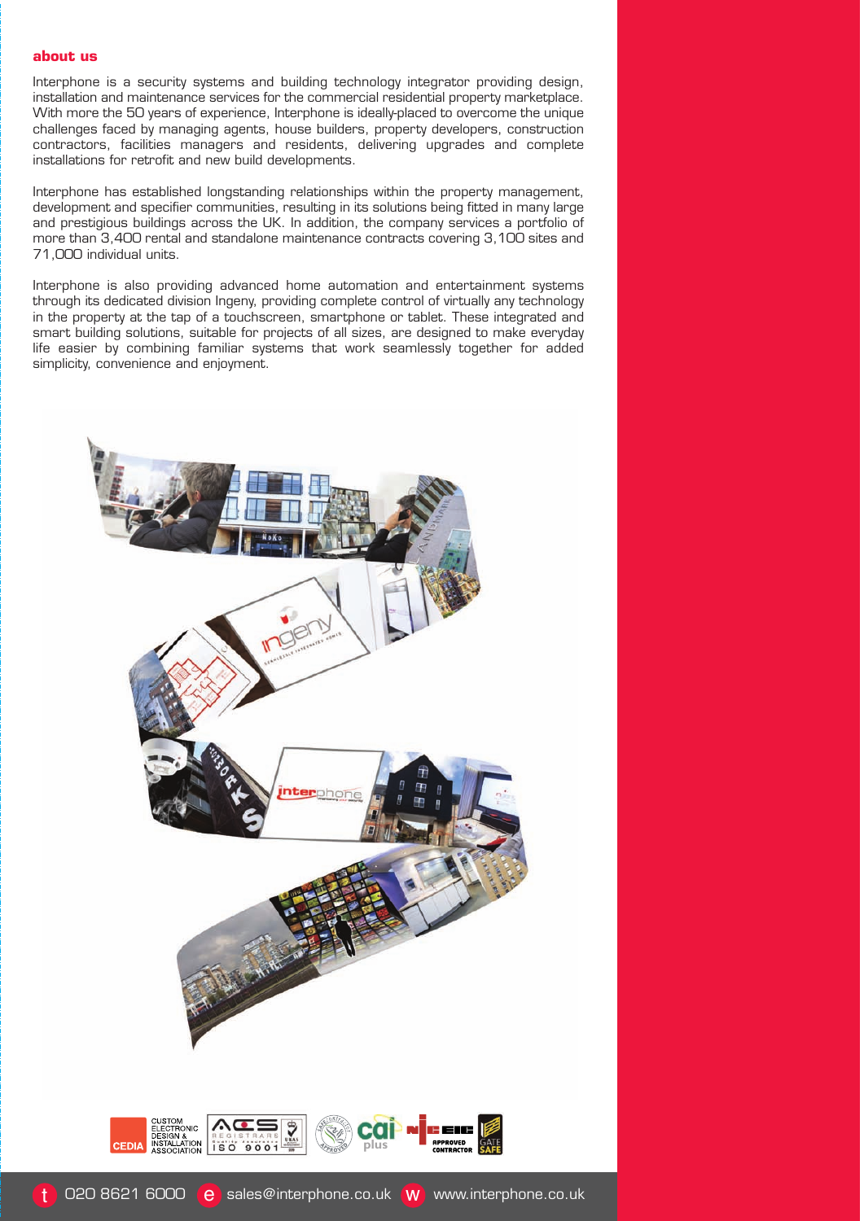## about us

Interphone is a security systems and building technology integrator providing design, installation and maintenance services for the commercial residential property marketplace. With more the 50 years of experience, Interphone is ideally-placed to overcome the unique challenges faced by managing agents, house builders, property developers, construction contractors, facilities managers and residents, delivering upgrades and complete installations for retrofit and new build developments.

Interphone has established longstanding relationships within the property management, development and specifier communities, resulting in its solutions being fitted in many large and prestigious buildings across the UK. In addition, the company services a portfolio of more than 3,400 rental and standalone maintenance contracts covering 3,100 sites and 71,000 individual units.

Interphone is also providing advanced home automation and entertainment systems through its dedicated division Ingeny, providing complete control of virtually any technology in the property at the tap of a touchscreen, smartphone or tablet. These integrated and smart building solutions, suitable for projects of all sizes, are designed to make everyday life easier by combining familiar systems that work seamlessly together for added simplicity, convenience and enjoyment.

t 020 8621 6000 e sales@interphone.co.uk w www.interphone.co.uk